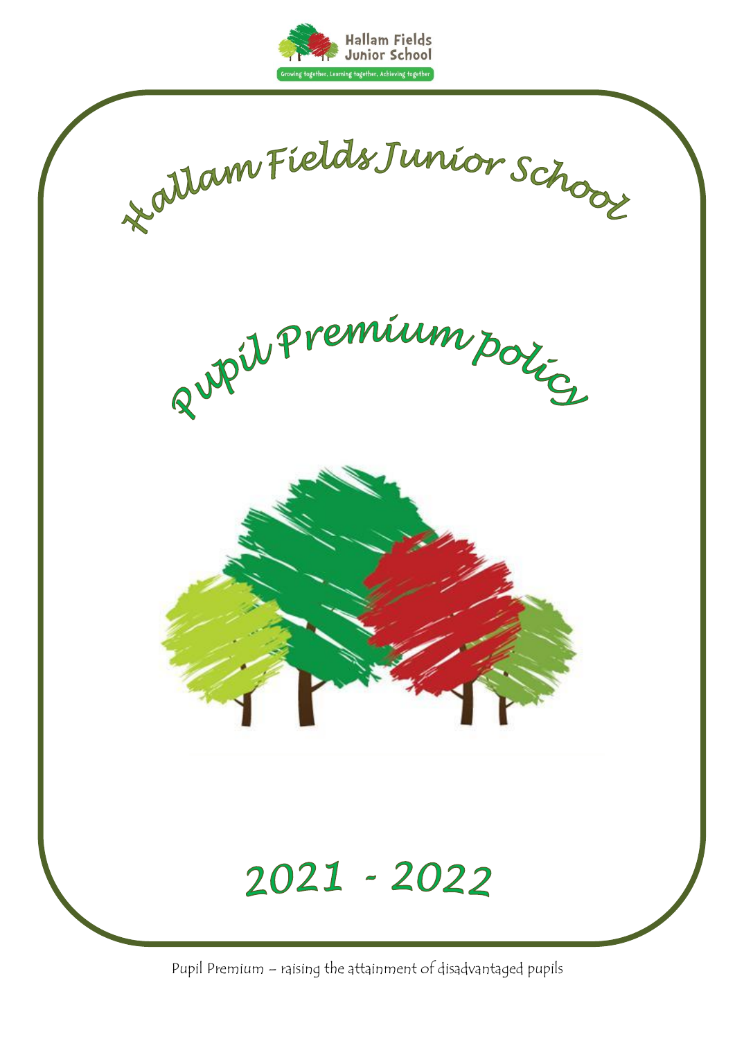Hallam Fields Junior School

Growing together, Learning together, Achieving together

# Hallam Fields Junior School

# Pupil Premium policy

## 2021 - 2022

Pupil Premium – raising the attainment of disadvantaged pupils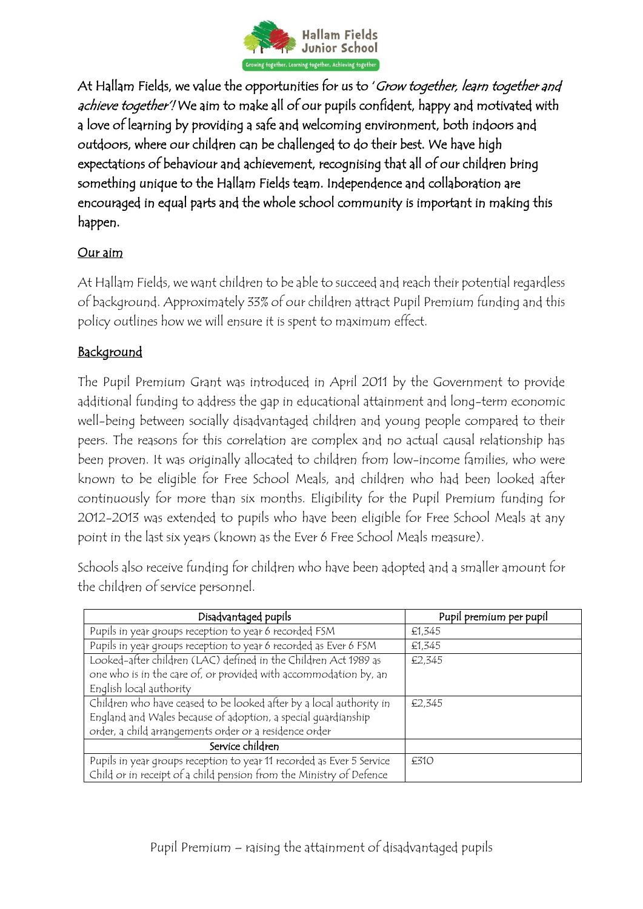At Hallam Fields, we value the opportunities for us to *'Grow together, learn together and achieve together'!* We aim to make all of our pupils confident, happy and motivated with a love of learning by providing a safe and welcoming environment, both indoors and outdoors, where our children can be challenged to do their best. We have high expectations of behaviour and achievement, recognising that all of our children bring something unique to the Hallam Fields team. Independence and collaboration are encouraged in equal parts and the whole school community is important in making this happen.

## Our aim

At Hallam Fields, we want children to be able to succeed and reach their potential regardless of background. Approximately 33% of our children attract Pupil Premium funding and this policy outlines how we will ensure it is spent to maximum effect.

## Background

The Pupil Premium Grant was introduced in April 2011 by the Government to provide additional funding to address the gap in educational attainment and long-term economic well-being between socially disadvantaged children and young people compared to their peers. The reasons for this correlation are complex and no actual causal relationship has been proven. It was originally allocated to children from low-income families, who were known to be eligible for Free School Meals, and children who had been looked after continuously for more than six months. Eligibility for the Pupil Premium funding for 2012-2013 was extended to pupils who have been eligible for Free School Meals at any point in the last six years (known as the Ever 6 Free School Meals measure).

Schools also receive funding for children who have been adopted and a smaller amount for the children of service personnel.

| Disadvantaged pupils | Pupil premium per pupil |
|---|---|
| Pupils in year groups reception to year 6 recorded FSM | £1,345 |
| Pupils in year groups reception to year 6 recorded as Ever 6 FSM | £1,345 |
| Looked-after children (LAC) defined in the Children Act 1989 as one who is in the care of, or provided with accommodation by, an English local authority | £2,345 |
| Children who have ceased to be looked after by a local authority in England and Wales because of adoption, a special guardianship order, a child arrangements order or a residence order | £2,345 |
| Service children | |
| Pupils in year groups reception to year 11 recorded as Ever 5 Service Child or in receipt of a child pension from the Ministry of Defence | £310 |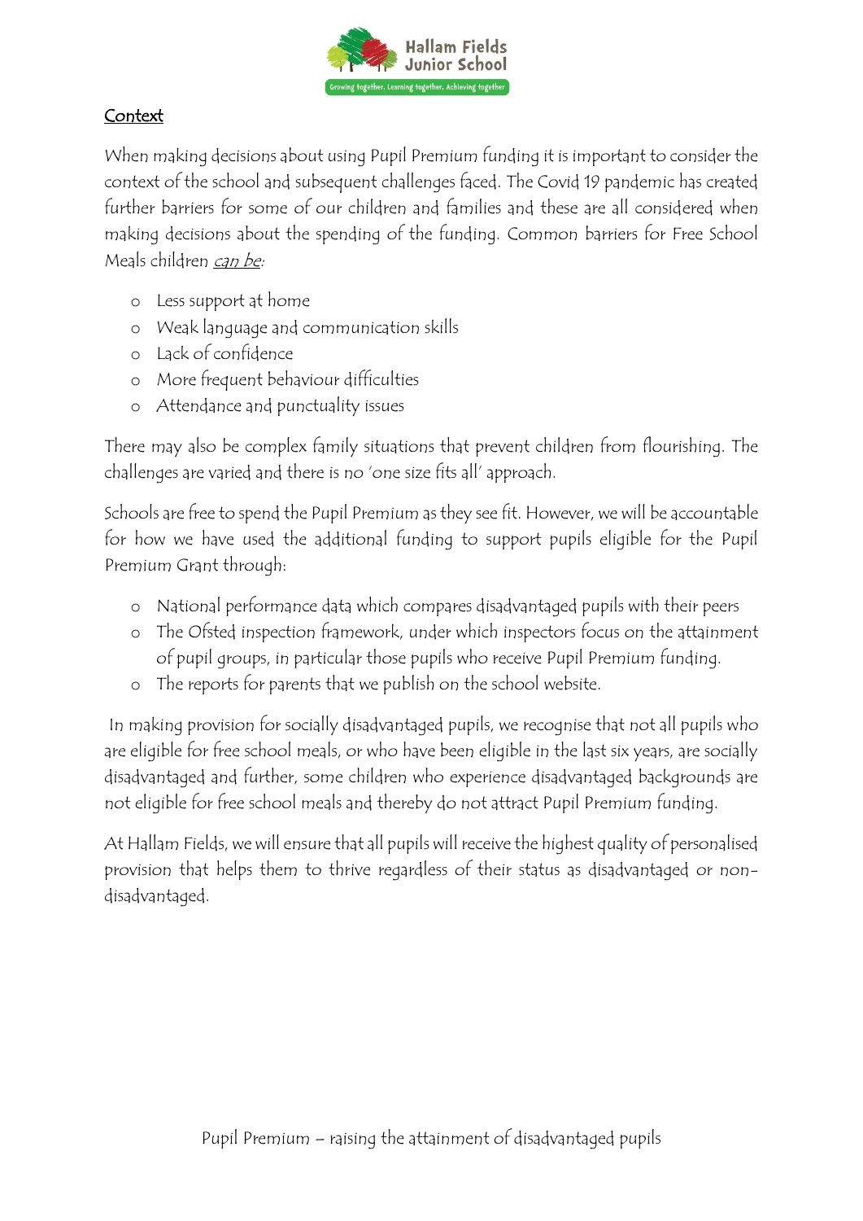## Context

When making decisions about using Pupil Premium funding it is important to consider the context of the school and subsequent challenges faced. The Covid 19 pandemic has created further barriers for some of our children and families and these are all considered when making decisions about the spending of the funding. Common barriers for Free School Meals children *can be*:

- Less support at home
- Weak language and communication skills
- Lack of confidence
- More frequent behaviour difficulties
- Attendance and punctuality issues

There may also be complex family situations that prevent children from flourishing. The challenges are varied and there is no 'one size fits all' approach.

Schools are free to spend the Pupil Premium as they see fit. However, we will be accountable for how we have used the additional funding to support pupils eligible for the Pupil Premium Grant through:

- National performance data which compares disadvantaged pupils with their peers
- The Ofsted inspection framework, under which inspectors focus on the attainment of pupil groups, in particular those pupils who receive Pupil Premium funding.
- The reports for parents that we publish on the school website.

In making provision for socially disadvantaged pupils, we recognise that not all pupils who are eligible for free school meals, or who have been eligible in the last six years, are socially disadvantaged and further, some children who experience disadvantaged backgrounds are not eligible for free school meals and thereby do not attract Pupil Premium funding.

At Hallam Fields, we will ensure that all pupils will receive the highest quality of personalised provision that helps them to thrive regardless of their status as disadvantaged or non-disadvantaged.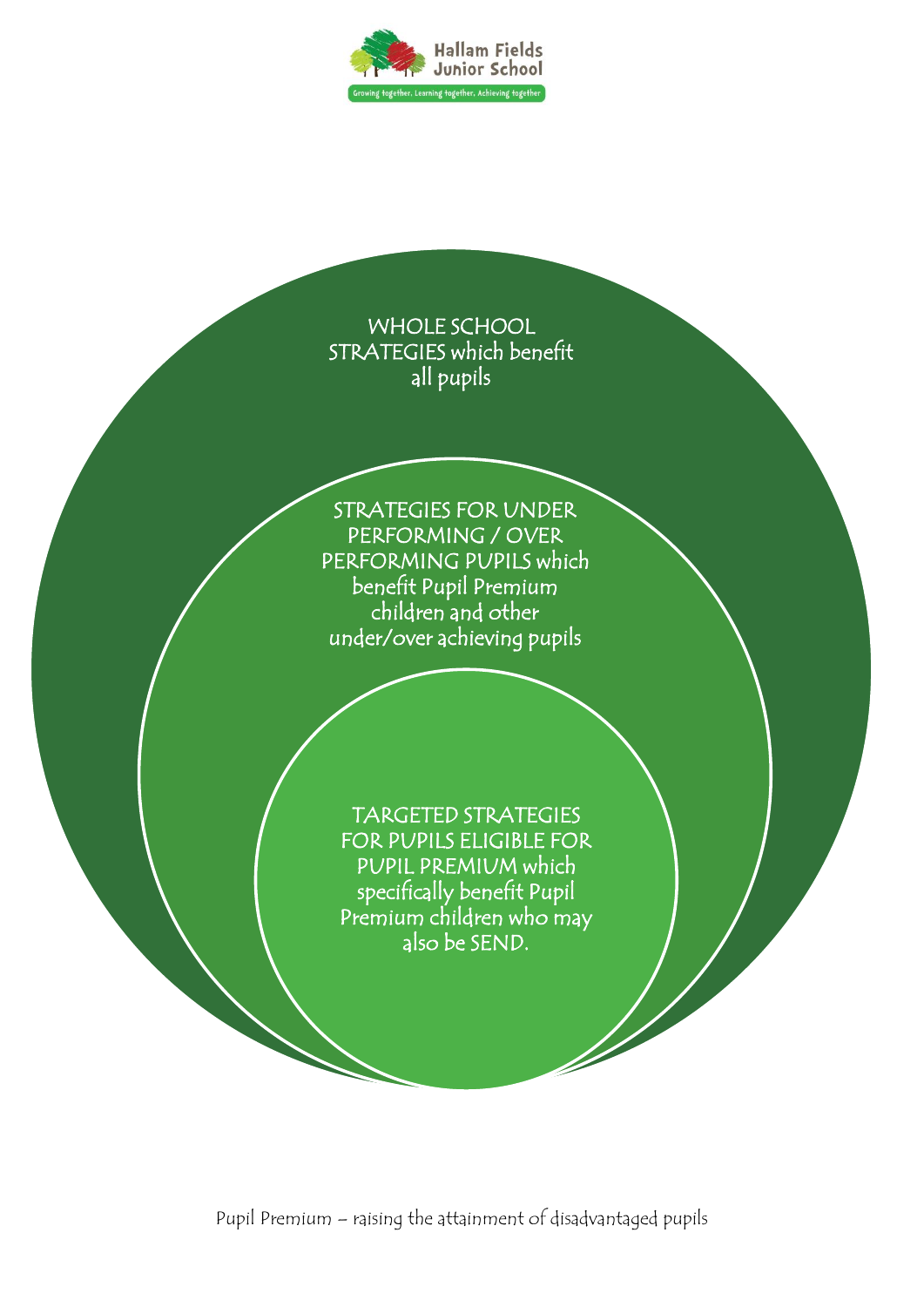WHOLE SCHOOL STRATEGIES which benefit all pupils

STRATEGIES FOR UNDER PERFORMING / OVER PERFORMING PUPILS which benefit Pupil Premium children and other under/over achieving pupils

TARGETED STRATEGIES FOR PUPILS ELIGIBLE FOR PUPIL PREMIUM which specifically benefit Pupil Premium children who may also be SEND.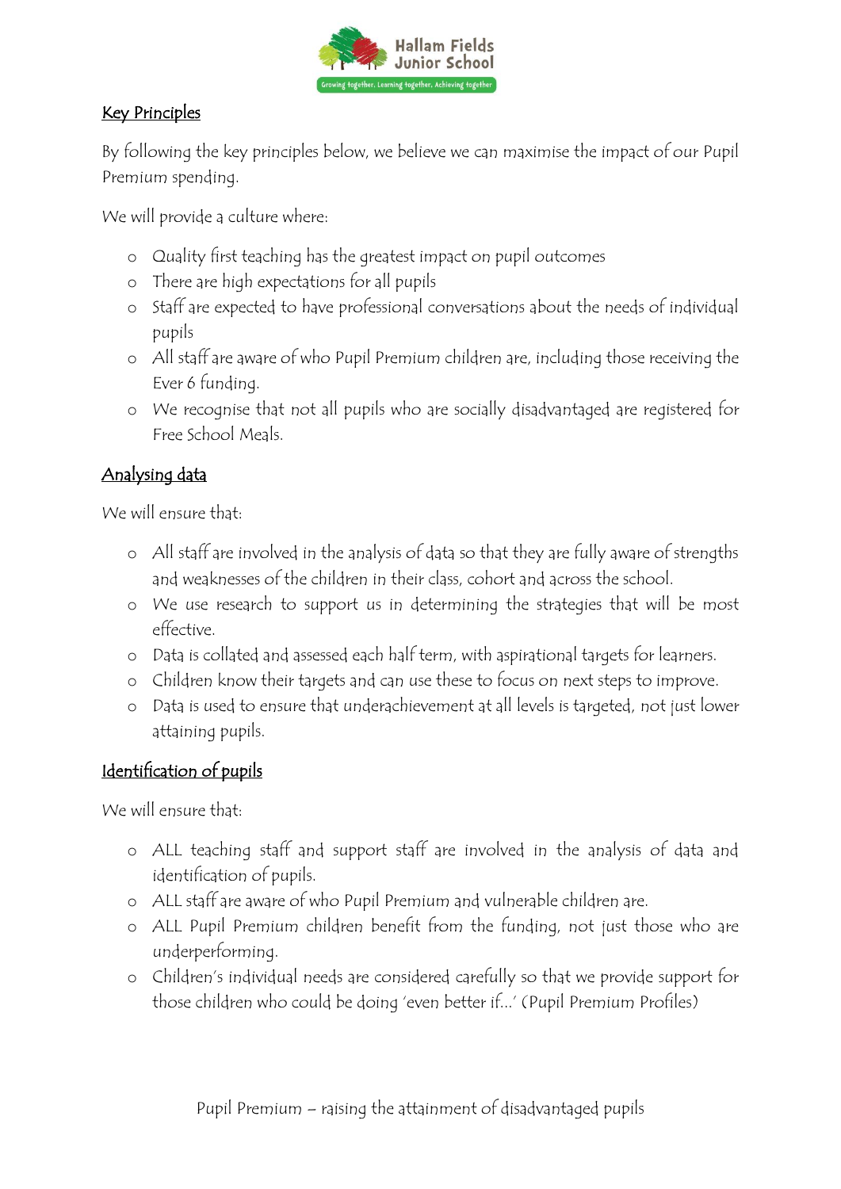## Key Principles

By following the key principles below, we believe we can maximise the impact of our Pupil Premium spending.

We will provide a culture where:

- Quality first teaching has the greatest impact on pupil outcomes
- There are high expectations for all pupils
- Staff are expected to have professional conversations about the needs of individual pupils
- All staff are aware of who Pupil Premium children are, including those receiving the Ever 6 funding.
- We recognise that not all pupils who are socially disadvantaged are registered for Free School Meals.

## Analysing data

We will ensure that:

- All staff are involved in the analysis of data so that they are fully aware of strengths and weaknesses of the children in their class, cohort and across the school.
- We use research to support us in determining the strategies that will be most effective.
- Data is collated and assessed each half term, with aspirational targets for learners.
- Children know their targets and can use these to focus on next steps to improve.
- Data is used to ensure that underachievement at all levels is targeted, not just lower attaining pupils.

## Identification of pupils

We will ensure that:

- ALL teaching staff and support staff are involved in the analysis of data and identification of pupils.
- ALL staff are aware of who Pupil Premium and vulnerable children are.
- ALL Pupil Premium children benefit from the funding, not just those who are underperforming.
- Children's individual needs are considered carefully so that we provide support for those children who could be doing 'even better if...' (Pupil Premium Profiles)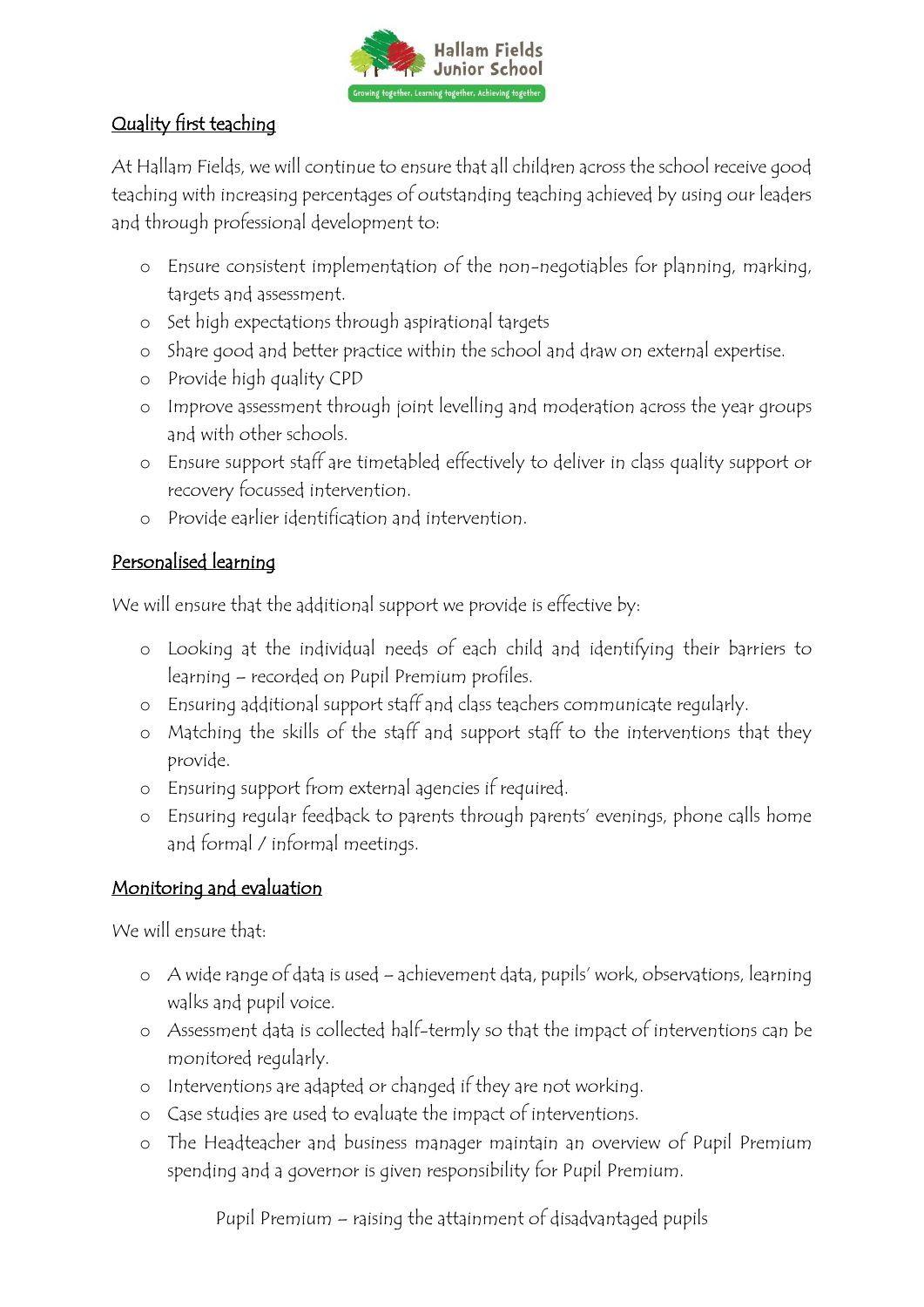## Quality first teaching

At Hallam Fields, we will continue to ensure that all children across the school receive good teaching with increasing percentages of outstanding teaching achieved by using our leaders and through professional development to:

- Ensure consistent implementation of the non-negotiables for planning, marking, targets and assessment.
- Set high expectations through aspirational targets
- Share good and better practice within the school and draw on external expertise.
- Provide high quality CPD
- Improve assessment through joint levelling and moderation across the year groups and with other schools.
- Ensure support staff are timetabled effectively to deliver in class quality support or recovery focussed intervention.
- Provide earlier identification and intervention.

## Personalised learning

We will ensure that the additional support we provide is effective by:

- Looking at the individual needs of each child and identifying their barriers to learning – recorded on Pupil Premium profiles.
- Ensuring additional support staff and class teachers communicate regularly.
- Matching the skills of the staff and support staff to the interventions that they provide.
- Ensuring support from external agencies if required.
- Ensuring regular feedback to parents through parents' evenings, phone calls home and formal / informal meetings.

## Monitoring and evaluation

We will ensure that:

- A wide range of data is used – achievement data, pupils' work, observations, learning walks and pupil voice.
- Assessment data is collected half-termly so that the impact of interventions can be monitored regularly.
- Interventions are adapted or changed if they are not working.
- Case studies are used to evaluate the impact of interventions.
- The Headteacher and business manager maintain an overview of Pupil Premium spending and a governor is given responsibility for Pupil Premium.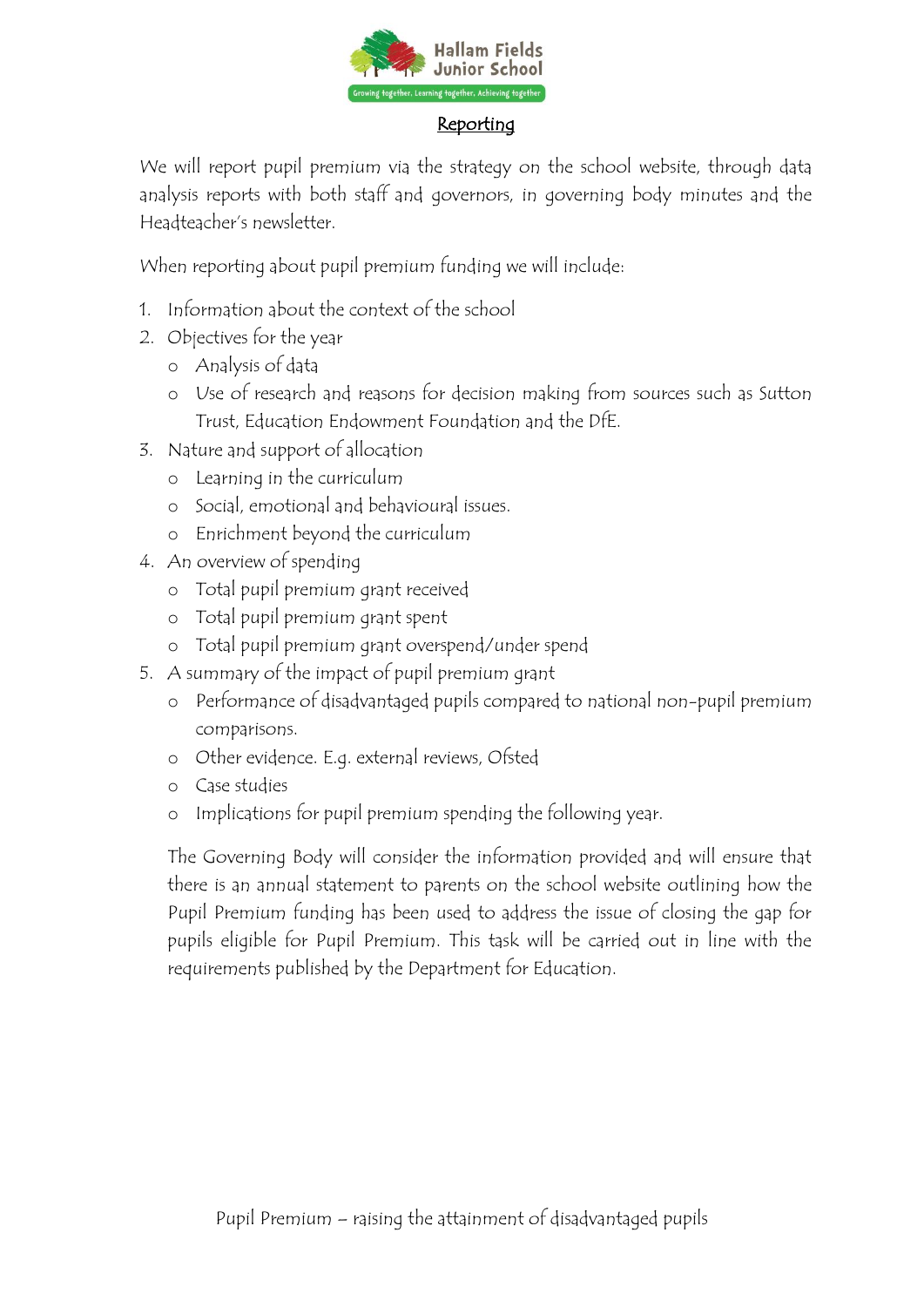## Reporting

We will report pupil premium via the strategy on the school website, through data analysis reports with both staff and governors, in governing body minutes and the Headteacher's newsletter.

When reporting about pupil premium funding we will include:

1. Information about the context of the school
2. Objectives for the year
   - Analysis of data
   - Use of research and reasons for decision making from sources such as Sutton Trust, Education Endowment Foundation and the DfE.
3. Nature and support of allocation
   - Learning in the curriculum
   - Social, emotional and behavioural issues.
   - Enrichment beyond the curriculum
4. An overview of spending
   - Total pupil premium grant received
   - Total pupil premium grant spent
   - Total pupil premium grant overspend/under spend
5. A summary of the impact of pupil premium grant
   - Performance of disadvantaged pupils compared to national non-pupil premium comparisons.
   - Other evidence. E.g. external reviews, Ofsted
   - Case studies
   - Implications for pupil premium spending the following year.

The Governing Body will consider the information provided and will ensure that there is an annual statement to parents on the school website outlining how the Pupil Premium funding has been used to address the issue of closing the gap for pupils eligible for Pupil Premium. This task will be carried out in line with the requirements published by the Department for Education.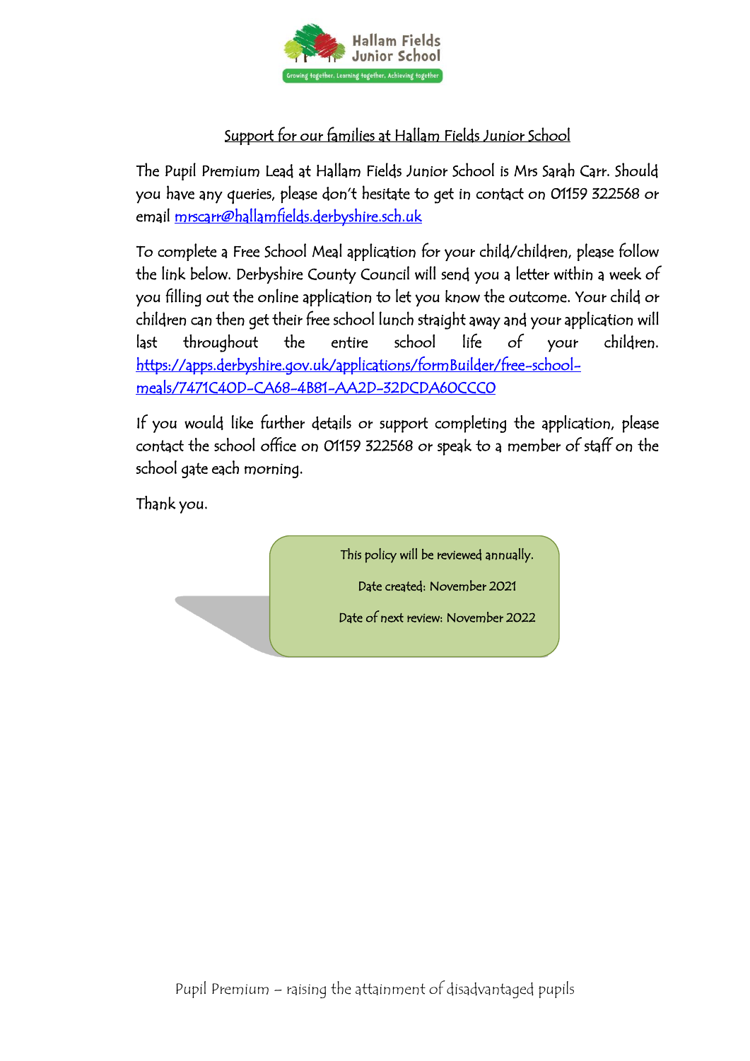Hallam Fields Junior School

Growing together, Learning together, Achieving together

## Support for our families at Hallam Fields Junior School

The Pupil Premium Lead at Hallam Fields Junior School is Mrs Sarah Carr. Should you have any queries, please don't hesitate to get in contact on 01159 322568 or email [mrscarr@hallamfields.derbyshire.sch.uk](mailto:mrscarr@hallamfields.derbyshire.sch.uk)

To complete a Free School Meal application for your child/children, please follow the link below. Derbyshire County Council will send you a letter within a week of you filling out the online application to let you know the outcome. Your child or children can then get their free school lunch straight away and your application will last throughout the entire school life of your children. [https://apps.derbyshire.gov.uk/applications/formBuilder/free-school-meals/7471C40D-CA68-4B81-AA2D-32DCDA60CCC0](https://apps.derbyshire.gov.uk/applications/formBuilder/free-school-meals/7471C40D-CA68-4B81-AA2D-32DCDA60CCC0)

If you would like further details or support completing the application, please contact the school office on 01159 322568 or speak to a member of staff on the school gate each morning.

Thank you.

This policy will be reviewed annually.

Date created: November 2021

Date of next review: November 2022